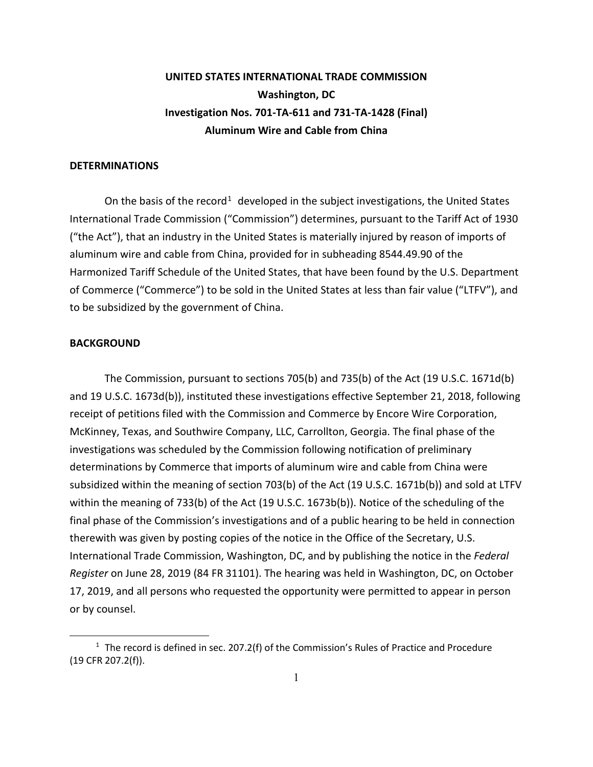# UNITED STATES INTERNATIONAL TRADE COMMISSION

**Washington, DC**

**Investigation Nos. 701-TA-611 and 731-TA-1428 (Final)**

**Aluminum Wire and Cable from China**

## DETERMINATIONS

On the basis of the record[1] developed in the subject investigations, the United States International Trade Commission ("Commission") determines, pursuant to the Tariff Act of 1930 ("the Act"), that an industry in the United States is materially injured by reason of imports of aluminum wire and cable from China, provided for in subheading 8544.49.90 of the Harmonized Tariff Schedule of the United States, that have been found by the U.S. Department of Commerce ("Commerce") to be sold in the United States at less than fair value ("LTFV"), and to be subsidized by the government of China.

## BACKGROUND

The Commission, pursuant to sections 705(b) and 735(b) of the Act (19 U.S.C. 1671d(b) and 19 U.S.C. 1673d(b)), instituted these investigations effective September 21, 2018, following receipt of petitions filed with the Commission and Commerce by Encore Wire Corporation, McKinney, Texas, and Southwire Company, LLC, Carrollton, Georgia. The final phase of the investigations was scheduled by the Commission following notification of preliminary determinations by Commerce that imports of aluminum wire and cable from China were subsidized within the meaning of section 703(b) of the Act (19 U.S.C. 1671b(b)) and sold at LTFV within the meaning of 733(b) of the Act (19 U.S.C. 1673b(b)). Notice of the scheduling of the final phase of the Commission's investigations and of a public hearing to be held in connection therewith was given by posting copies of the notice in the Office of the Secretary, U.S. International Trade Commission, Washington, DC, and by publishing the notice in the *Federal Register* on June 28, 2019 (84 FR 31101). The hearing was held in Washington, DC, on October 17, 2019, and all persons who requested the opportunity were permitted to appear in person or by counsel.

---

[1] The record is defined in sec. 207.2(f) of the Commission's Rules of Practice and Procedure (19 CFR 207.2(f)).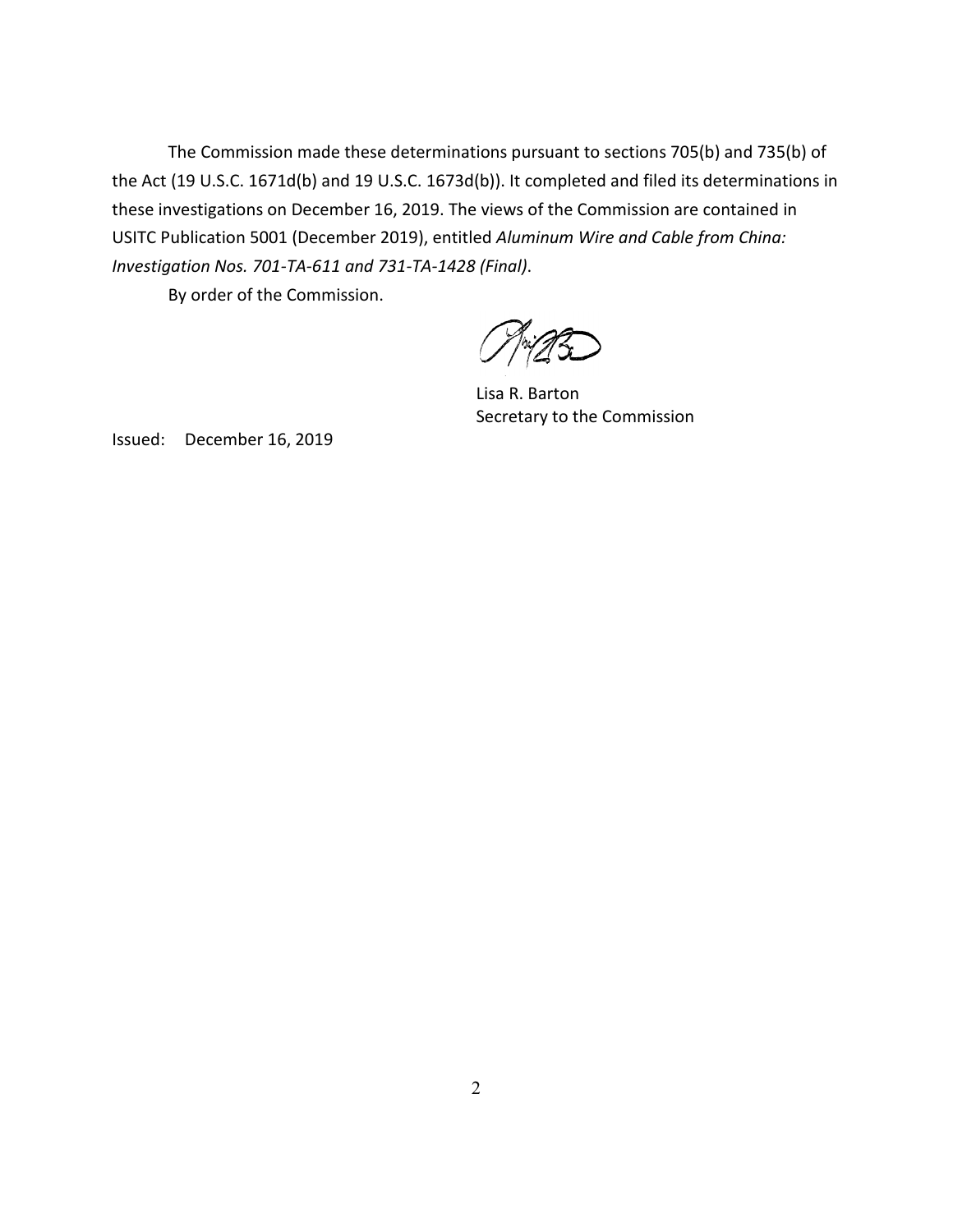The Commission made these determinations pursuant to sections 705(b) and 735(b) of the Act (19 U.S.C. 1671d(b) and 19 U.S.C. 1673d(b)). It completed and filed its determinations in these investigations on December 16, 2019. The views of the Commission are contained in USITC Publication 5001 (December 2019), entitled *Aluminum Wire and Cable from China: Investigation Nos. 701-TA-611 and 731-TA-1428 (Final)*.

By order of the Commission.

Lisa R. Barton
Secretary to the Commission

Issued: December 16, 2019